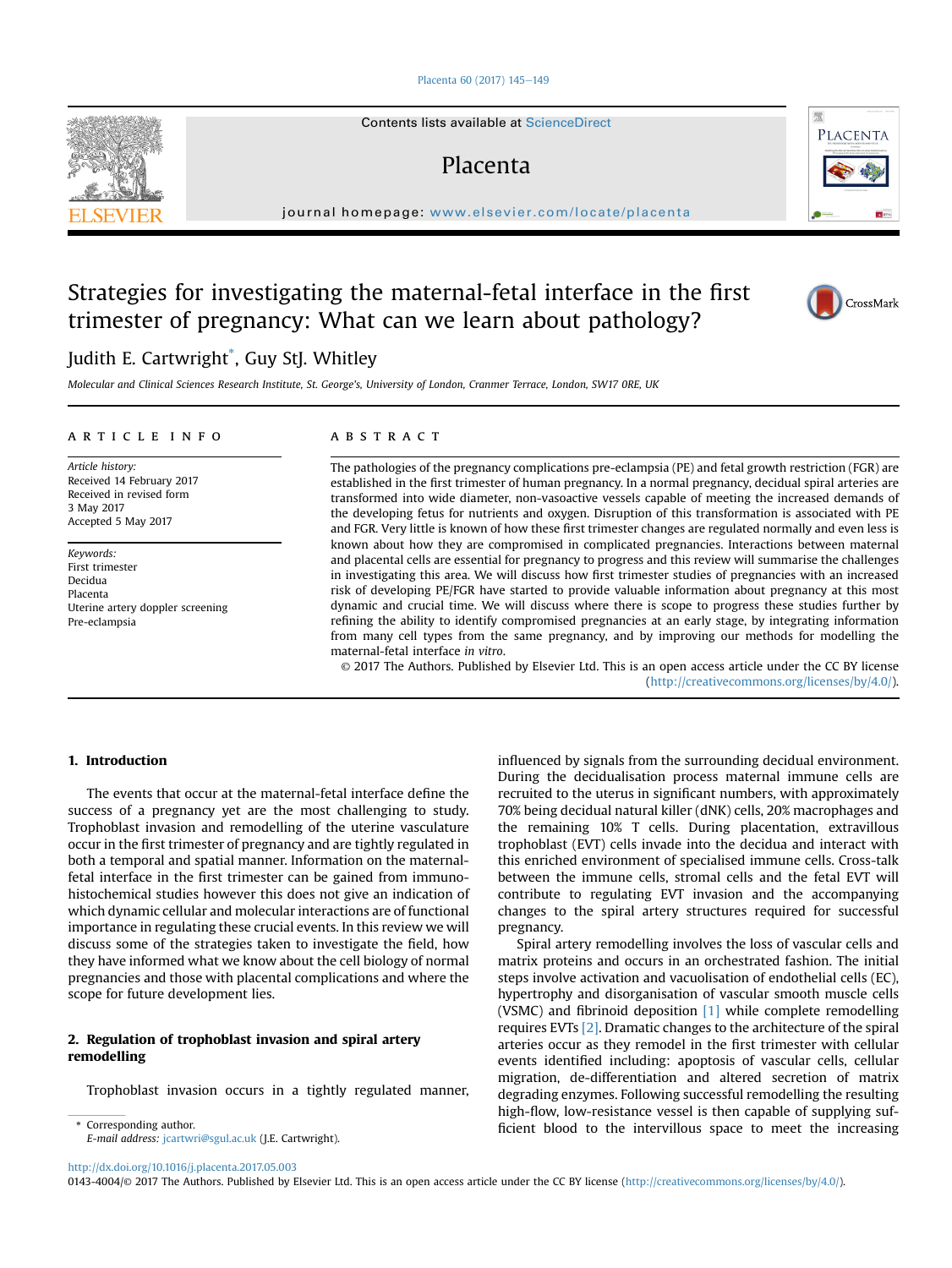# Strategies for investigating the maternal-fetal interface in the first trimester of pregnancy: What can we learn about pathology?

Judith E. Cartwright*, Guy StJ. Whitley

*Molecular and Clinical Sciences Research Institute, St. George's, University of London, Cranmer Terrace, London, SW17 0RE, UK*

**ARTICLE INFO**

*Article history:*
Received 14 February 2017
Received in revised form
3 May 2017
Accepted 5 May 2017

*Keywords:*
First trimester
Decidua
Placenta
Uterine artery doppler screening
Pre-eclampsia

**ABSTRACT**

The pathologies of the pregnancy complications pre-eclampsia (PE) and fetal growth restriction (FGR) are established in the first trimester of human pregnancy. In a normal pregnancy, decidual spiral arteries are transformed into wide diameter, non-vasoactive vessels capable of meeting the increased demands of the developing fetus for nutrients and oxygen. Disruption of this transformation is associated with PE and FGR. Very little is known of how these first trimester changes are regulated normally and even less is known about how they are compromised in complicated pregnancies. Interactions between maternal and placental cells are essential for pregnancy to progress and this review will summarise the challenges in investigating this area. We will discuss how first trimester studies of pregnancies with an increased risk of developing PE/FGR have started to provide valuable information about pregnancy at this most dynamic and crucial time. We will discuss where there is scope to progress these studies further by refining the ability to identify compromised pregnancies at an early stage, by integrating information from many cell types from the same pregnancy, and by improving our methods for modelling the maternal-fetal interface *in vitro*.

© 2017 The Authors. Published by Elsevier Ltd. This is an open access article under the CC BY license (http://creativecommons.org/licenses/by/4.0/).

## 1. Introduction

The events that occur at the maternal-fetal interface define the success of a pregnancy yet are the most challenging to study. Trophoblast invasion and remodelling of the uterine vasculature occur in the first trimester of pregnancy and are tightly regulated in both a temporal and spatial manner. Information on the maternal-fetal interface in the first trimester can be gained from immunohistochemical studies however this does not give an indication of which dynamic cellular and molecular interactions are of functional importance in regulating these crucial events. In this review we will discuss some of the strategies taken to investigate the field, how they have informed what we know about the cell biology of normal pregnancies and those with placental complications and where the scope for future development lies.

## 2. Regulation of trophoblast invasion and spiral artery remodelling

Trophoblast invasion occurs in a tightly regulated manner, influenced by signals from the surrounding decidual environment. During the decidualisation process maternal immune cells are recruited to the uterus in significant numbers, with approximately 70% being decidual natural killer (dNK) cells, 20% macrophages and the remaining 10% T cells. During placentation, extravillous trophoblast (EVT) cells invade into the decidua and interact with this enriched environment of specialised immune cells. Cross-talk between the immune cells, stromal cells and the fetal EVT will contribute to regulating EVT invasion and the accompanying changes to the spiral artery structures required for successful pregnancy.

Spiral artery remodelling involves the loss of vascular cells and matrix proteins and occurs in an orchestrated fashion. The initial steps involve activation and vacuolisation of endothelial cells (EC), hypertrophy and disorganisation of vascular smooth muscle cells (VSMC) and fibrinoid deposition [1] while complete remodelling requires EVTs [2]. Dramatic changes to the architecture of the spiral arteries occur as they remodel in the first trimester with cellular events identified including: apoptosis of vascular cells, cellular migration, de-differentiation and altered secretion of matrix degrading enzymes. Following successful remodelling the resulting high-flow, low-resistance vessel is then capable of supplying sufficient blood to the intervillous space to meet the increasing

\* Corresponding author.
*E-mail address:* jcartwri@sgul.ac.uk (J.E. Cartwright).

http://dx.doi.org/10.1016/j.placenta.2017.05.003
0143-4004/© 2017 The Authors. Published by Elsevier Ltd. This is an open access article under the CC BY license (http://creativecommons.org/licenses/by/4.0/).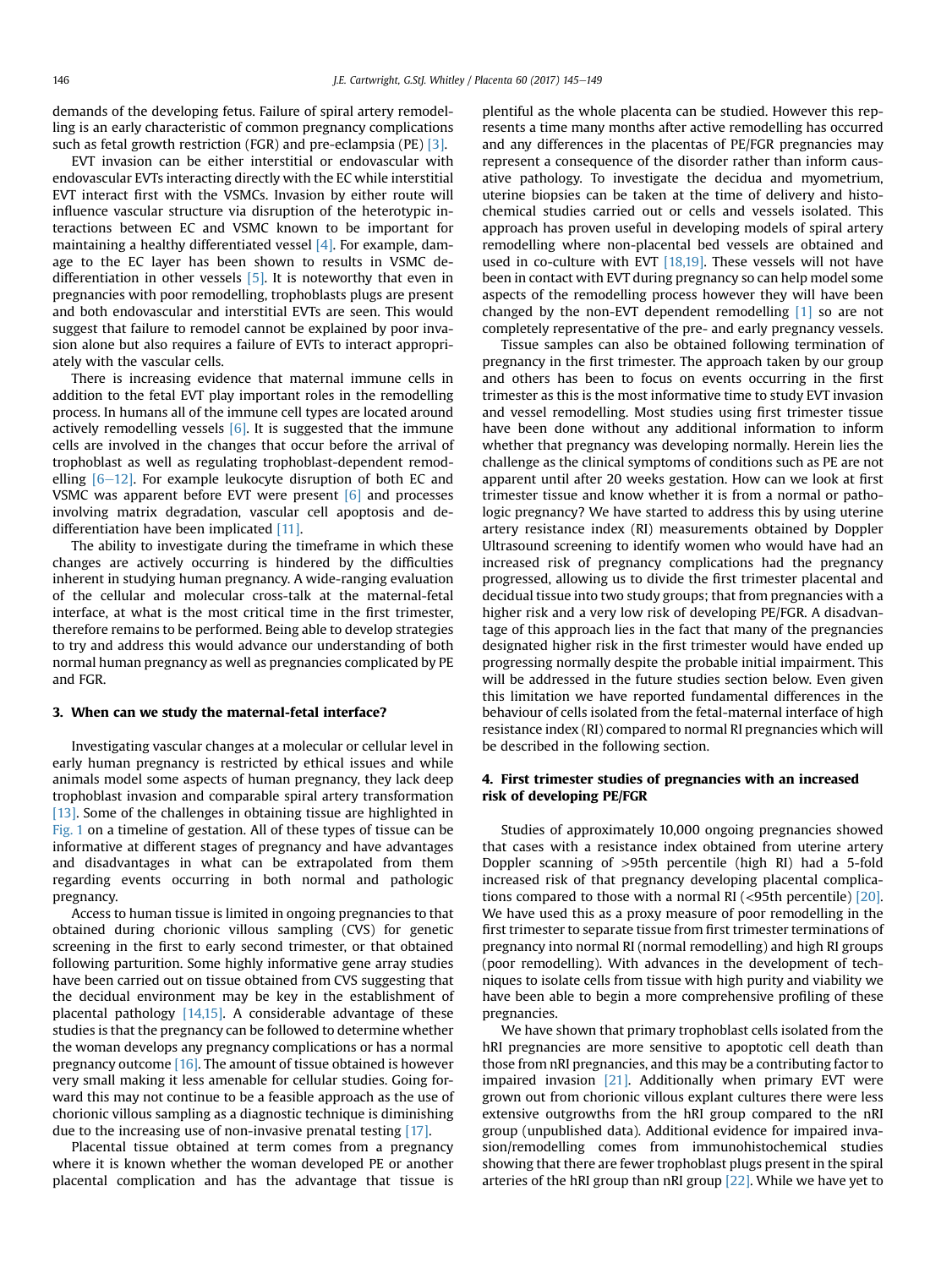demands of the developing fetus. Failure of spiral artery remodelling is an early characteristic of common pregnancy complications such as fetal growth restriction (FGR) and pre-eclampsia (PE) [3].

EVT invasion can be either interstitial or endovascular with endovascular EVTs interacting directly with the EC while interstitial EVT interact first with the VSMCs. Invasion by either route will influence vascular structure via disruption of the heterotypic interactions between EC and VSMC known to be important for maintaining a healthy differentiated vessel [4]. For example, damage to the EC layer has been shown to results in VSMC dedifferentiation in other vessels [5]. It is noteworthy that even in pregnancies with poor remodelling, trophoblasts plugs are present and both endovascular and interstitial EVTs are seen. This would suggest that failure to remodel cannot be explained by poor invasion alone but also requires a failure of EVTs to interact appropriately with the vascular cells.

There is increasing evidence that maternal immune cells in addition to the fetal EVT play important roles in the remodelling process. In humans all of the immune cell types are located around actively remodelling vessels [6]. It is suggested that the immune cells are involved in the changes that occur before the arrival of trophoblast as well as regulating trophoblast-dependent remodelling [6–12]. For example leukocyte disruption of both EC and VSMC was apparent before EVT were present [6] and processes involving matrix degradation, vascular cell apoptosis and dedifferentiation have been implicated [11].

The ability to investigate during the timeframe in which these changes are actively occurring is hindered by the difficulties inherent in studying human pregnancy. A wide-ranging evaluation of the cellular and molecular cross-talk at the maternal-fetal interface, at what is the most critical time in the first trimester, therefore remains to be performed. Being able to develop strategies to try and address this would advance our understanding of both normal human pregnancy as well as pregnancies complicated by PE and FGR.

## 3. When can we study the maternal-fetal interface?

Investigating vascular changes at a molecular or cellular level in early human pregnancy is restricted by ethical issues and while animals model some aspects of human pregnancy, they lack deep trophoblast invasion and comparable spiral artery transformation [13]. Some of the challenges in obtaining tissue are highlighted in Fig. 1 on a timeline of gestation. All of these types of tissue can be informative at different stages of pregnancy and have advantages and disadvantages in what can be extrapolated from them regarding events occurring in both normal and pathologic pregnancy.

Access to human tissue is limited in ongoing pregnancies to that obtained during chorionic villous sampling (CVS) for genetic screening in the first to early second trimester, or that obtained following parturition. Some highly informative gene array studies have been carried out on tissue obtained from CVS suggesting that the decidual environment may be key in the establishment of placental pathology [14,15]. A considerable advantage of these studies is that the pregnancy can be followed to determine whether the woman develops any pregnancy complications or has a normal pregnancy outcome [16]. The amount of tissue obtained is however very small making it less amenable for cellular studies. Going forward this may not continue to be a feasible approach as the use of chorionic villous sampling as a diagnostic technique is diminishing due to the increasing use of non-invasive prenatal testing [17].

Placental tissue obtained at term comes from a pregnancy where it is known whether the woman developed PE or another placental complication and has the advantage that tissue is plentiful as the whole placenta can be studied. However this represents a time many months after active remodelling has occurred and any differences in the placentas of PE/FGR pregnancies may represent a consequence of the disorder rather than inform causative pathology. To investigate the decidua and myometrium, uterine biopsies can be taken at the time of delivery and histochemical studies carried out or cells and vessels isolated. This approach has proven useful in developing models of spiral artery remodelling where non-placental bed vessels are obtained and used in co-culture with EVT [18,19]. These vessels will not have been in contact with EVT during pregnancy so can help model some aspects of the remodelling process however they will have been changed by the non-EVT dependent remodelling [1] so are not completely representative of the pre- and early pregnancy vessels.

Tissue samples can also be obtained following termination of pregnancy in the first trimester. The approach taken by our group and others has been to focus on events occurring in the first trimester as this is the most informative time to study EVT invasion and vessel remodelling. Most studies using first trimester tissue have been done without any additional information to inform whether that pregnancy was developing normally. Herein lies the challenge as the clinical symptoms of conditions such as PE are not apparent until after 20 weeks gestation. How can we look at first trimester tissue and know whether it is from a normal or pathologic pregnancy? We have started to address this by using uterine artery resistance index (RI) measurements obtained by Doppler Ultrasound screening to identify women who would have had an increased risk of pregnancy complications had the pregnancy progressed, allowing us to divide the first trimester placental and decidual tissue into two study groups; that from pregnancies with a higher risk and a very low risk of developing PE/FGR. A disadvantage of this approach lies in the fact that many of the pregnancies designated higher risk in the first trimester would have ended up progressing normally despite the probable initial impairment. This will be addressed in the future studies section below. Even given this limitation we have reported fundamental differences in the behaviour of cells isolated from the fetal-maternal interface of high resistance index (RI) compared to normal RI pregnancies which will be described in the following section.

## 4. First trimester studies of pregnancies with an increased risk of developing PE/FGR

Studies of approximately 10,000 ongoing pregnancies showed that cases with a resistance index obtained from uterine artery Doppler scanning of >95th percentile (high RI) had a 5-fold increased risk of that pregnancy developing placental complications compared to those with a normal RI (<95th percentile) [20]. We have used this as a proxy measure of poor remodelling in the first trimester to separate tissue from first trimester terminations of pregnancy into normal RI (normal remodelling) and high RI groups (poor remodelling). With advances in the development of techniques to isolate cells from tissue with high purity and viability we have been able to begin a more comprehensive profiling of these pregnancies.

We have shown that primary trophoblast cells isolated from the hRI pregnancies are more sensitive to apoptotic cell death than those from nRI pregnancies, and this may be a contributing factor to impaired invasion [21]. Additionally when primary EVT were grown out from chorionic villous explant cultures there were less extensive outgrowths from the hRI group compared to the nRI group (unpublished data). Additional evidence for impaired invasion/remodelling comes from immunohistochemical studies showing that there are fewer trophoblast plugs present in the spiral arteries of the hRI group than nRI group [22]. While we have yet to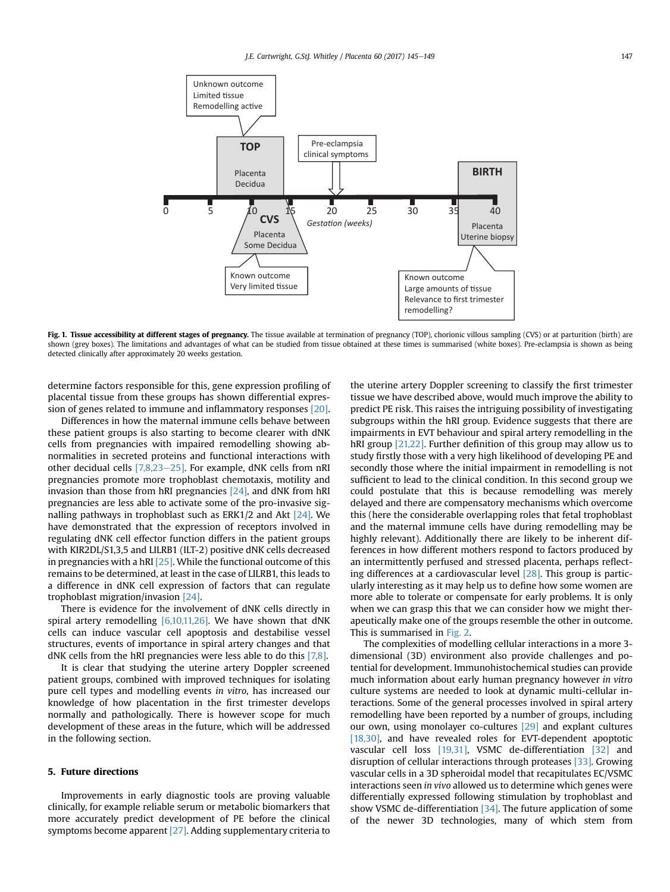Unknown outcome
Limited tissue
Remodelling active

TOP
Placenta
Decidua

Pre-eclampsia
clinical symptoms

BIRTH

0 5 10 15 20 25 30 35 40
Gestation (weeks)

CVS
Placenta
Some Decidua

Placenta
Uterine biopsy

Known outcome
Very limited tissue

Known outcome
Large amounts of tissue
Relevance to first trimester
remodelling?

**Fig. 1. Tissue accessibility at different stages of pregnancy.** The tissue available at termination of pregnancy (TOP), chorionic villous sampling (CVS) or at parturition (birth) are shown (grey boxes). The limitations and advantages of what can be studied from tissue obtained at these times is summarised (white boxes). Pre-eclampsia is shown as being detected clinically after approximately 20 weeks gestation.

determine factors responsible for this, gene expression profiling of placental tissue from these groups has shown differential expression of genes related to immune and inflammatory responses [20].

Differences in how the maternal immune cells behave between these patient groups is also starting to become clearer with dNK cells from pregnancies with impaired remodelling showing abnormalities in secreted proteins and functional interactions with other decidual cells [7,8,23–25]. For example, dNK cells from nRI pregnancies promote more trophoblast chemotaxis, motility and invasion than those from hRI pregnancies [24], and dNK from hRI pregnancies are less able to activate some of the pro-invasive signalling pathways in trophoblast such as ERK1/2 and Akt [24]. We have demonstrated that the expression of receptors involved in regulating dNK cell effector function differs in the patient groups with KIR2DL/S1,3,5 and LILRB1 (ILT-2) positive dNK cells decreased in pregnancies with a hRI [25]. While the functional outcome of this remains to be determined, at least in the case of LILRB1, this leads to a difference in dNK cell expression of factors that can regulate trophoblast migration/invasion [24].

There is evidence for the involvement of dNK cells directly in spiral artery remodelling [6,10,11,26]. We have shown that dNK cells can induce vascular cell apoptosis and destabilise vessel structures, events of importance in spiral artery changes and that dNK cells from the hRI pregnancies were less able to do this [7,8].

It is clear that studying the uterine artery Doppler screened patient groups, combined with improved techniques for isolating pure cell types and modelling events *in vitro*, has increased our knowledge of how placentation in the first trimester develops normally and pathologically. There is however scope for much development of these areas in the future, which will be addressed in the following section.

## 5. Future directions

Improvements in early diagnostic tools are proving valuable clinically, for example reliable serum or metabolic biomarkers that more accurately predict development of PE before the clinical symptoms become apparent [27]. Adding supplementary criteria to the uterine artery Doppler screening to classify the first trimester tissue we have described above, would much improve the ability to predict PE risk. This raises the intriguing possibility of investigating subgroups within the hRI group. Evidence suggests that there are impairments in EVT behaviour and spiral artery remodelling in the hRI group [21,22]. Further definition of this group may allow us to study firstly those with a very high likelihood of developing PE and secondly those where the initial impairment in remodelling is not sufficient to lead to the clinical condition. In this second group we could postulate that this is because remodelling was merely delayed and there are compensatory mechanisms which overcome this (here the considerable overlapping roles that fetal trophoblast and the maternal immune cells have during remodelling may be highly relevant). Additionally there are likely to be inherent differences in how different mothers respond to factors produced by an intermittently perfused and stressed placenta, perhaps reflecting differences at a cardiovascular level [28]. This group is particularly interesting as it may help us to define how some women are more able to tolerate or compensate for early problems. It is only when we can grasp this that we can consider how we might therapeutically make one of the groups resemble the other in outcome. This is summarised in Fig. 2.

The complexities of modelling cellular interactions in a more 3-dimensional (3D) environment also provide challenges and potential for development. Immunohistochemical studies can provide much information about early human pregnancy however *in vitro* culture systems are needed to look at dynamic multi-cellular interactions. Some of the general processes involved in spiral artery remodelling have been reported by a number of groups, including our own, using monolayer co-cultures [29] and explant cultures [18,30], and have revealed roles for EVT-dependent apoptotic vascular cell loss [19,31], VSMC de-differentiation [32] and disruption of cellular interactions through proteases [33]. Growing vascular cells in a 3D spheroidal model that recapitulates EC/VSMC interactions seen *in vivo* allowed us to determine which genes were differentially expressed following stimulation by trophoblast and show VSMC de-differentiation [34]. The future application of some of the newer 3D technologies, many of which stem from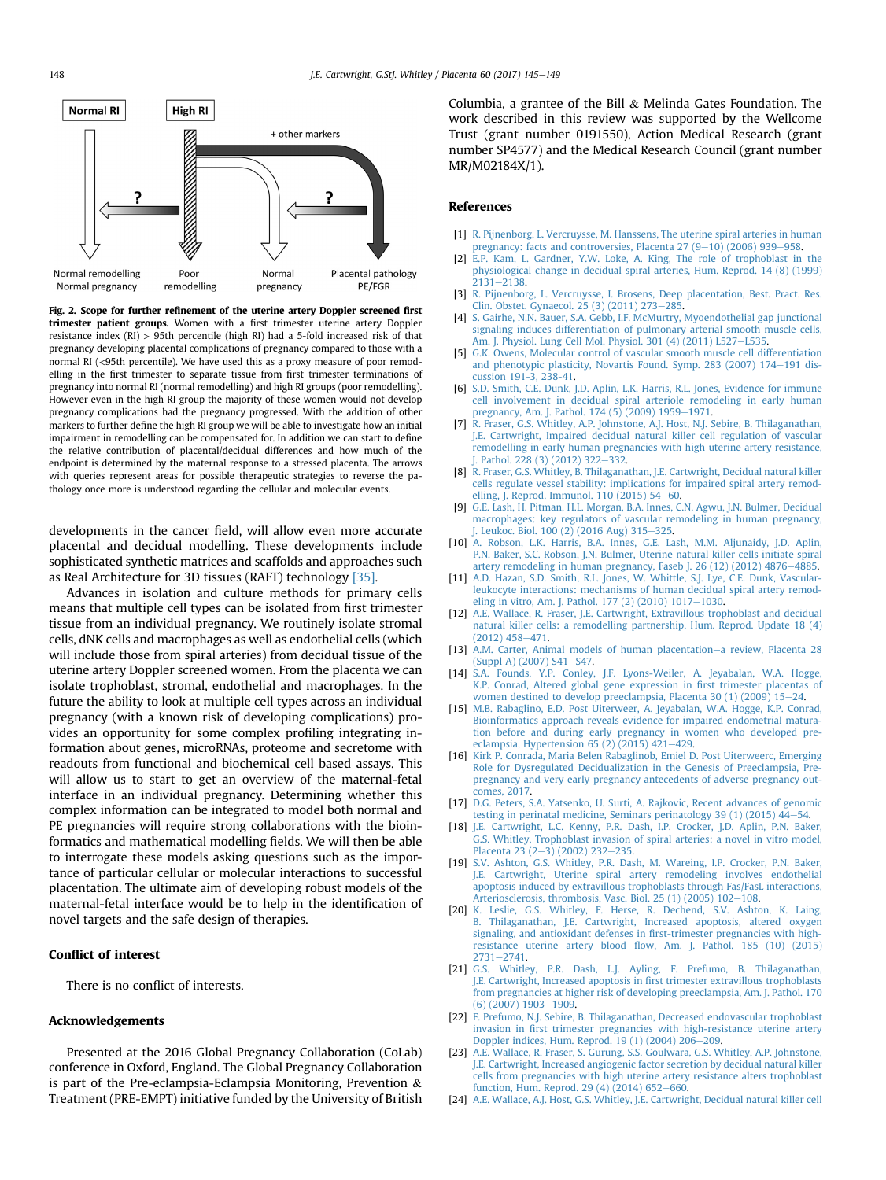Normal RI

High RI

+ other markers

Normal remodelling
Normal pregnancy

Poor remodelling

Normal pregnancy

Placental pathology PE/FGR

**Fig. 2. Scope for further refinement of the uterine artery Doppler screened first trimester patient groups.** Women with a first trimester uterine artery Doppler resistance index (RI) > 95th percentile (high RI) had a 5-fold increased risk of that pregnancy developing placental complications of pregnancy compared to those with a normal RI (<95th percentile). We have used this as a proxy measure of poor remodelling in the first trimester to separate tissue from first trimester terminations of pregnancy into normal RI (normal remodelling) and high RI groups (poor remodelling). However even in the high RI group the majority of these women would not develop pregnancy complications had the pregnancy progressed. With the addition of other markers to further define the high RI group we will be able to investigate how an initial impairment in remodelling can be compensated for. In addition we can start to define the relative contribution of placental/decidual differences and how much of the endpoint is determined by the maternal response to a stressed placenta. The arrows with queries represent areas for possible therapeutic strategies to reverse the pathology once more is understood regarding the cellular and molecular events.

developments in the cancer field, will allow even more accurate placental and decidual modelling. These developments include sophisticated synthetic matrices and scaffolds and approaches such as Real Architecture for 3D tissues (RAFT) technology [35].

Advances in isolation and culture methods for primary cells means that multiple cell types can be isolated from first trimester tissue from an individual pregnancy. We routinely isolate stromal cells, dNK cells and macrophages as well as endothelial cells (which will include those from spiral arteries) from decidual tissue of the uterine artery Doppler screened women. From the placenta we can isolate trophoblast, stromal, endothelial and macrophages. In the future the ability to look at multiple cell types across an individual pregnancy (with a known risk of developing complications) provides an opportunity for some complex profiling integrating information about genes, microRNAs, proteome and secretome with readouts from functional and biochemical cell based assays. This will allow us to start to get an overview of the maternal-fetal interface in an individual pregnancy. Determining whether this complex information can be integrated to model both normal and PE pregnancies will require strong collaborations with the bioinformatics and mathematical modelling fields. We will then be able to interrogate these models asking questions such as the importance of particular cellular or molecular interactions to successful placentation. The ultimate aim of developing robust models of the maternal-fetal interface would be to help in the identification of novel targets and the safe design of therapies.

## Conflict of interest

There is no conflict of interests.

## Acknowledgements

Presented at the 2016 Global Pregnancy Collaboration (CoLab) conference in Oxford, England. The Global Pregnancy Collaboration is part of the Pre-eclampsia-Eclampsia Monitoring, Prevention & Treatment (PRE-EMPT) initiative funded by the University of British Columbia, a grantee of the Bill & Melinda Gates Foundation. The work described in this review was supported by the Wellcome Trust (grant number 0191550), Action Medical Research (grant number SP4577) and the Medical Research Council (grant number MR/M02184X/1).

## References

[1] R. Pijnenborg, L. Vercruysse, M. Hanssens, The uterine spiral arteries in human pregnancy: facts and controversies, Placenta 27 (9–10) (2006) 939–958.

[2] E.P. Kam, L. Gardner, Y.W. Loke, A. King, The role of trophoblast in the physiological change in decidual spiral arteries, Hum. Reprod. 14 (8) (1999) 2131–2138.

[3] R. Pijnenborg, L. Vercruysse, I. Brosens, Deep placentation, Best. Pract. Res. Clin. Obstet. Gynaecol. 25 (3) (2011) 273–285.

[4] S. Gairhe, N.N. Bauer, S.A. Gebb, I.F. McMurtry, Myoendothelial gap junctional signaling induces differentiation of pulmonary arterial smooth muscle cells, Am. J. Physiol. Lung Cell Mol. Physiol. 301 (4) (2011) L527–L535.

[5] G.K. Owens, Molecular control of vascular smooth muscle cell differentiation and phenotypic plasticity, Novartis Found. Symp. 283 (2007) 174–191 discussion 191-3, 238-41.

[6] S.D. Smith, C.E. Dunk, J.D. Aplin, L.K. Harris, R.L. Jones, Evidence for immune cell involvement in decidual spiral arteriole remodeling in early human pregnancy, Am. J. Pathol. 174 (5) (2009) 1959–1971.

[7] R. Fraser, G.S. Whitley, A.P. Johnstone, A.J. Host, N.J. Sebire, B. Thilaganathan, J.E. Cartwright, Impaired decidual natural killer cell regulation of vascular remodelling in early human pregnancies with high uterine artery resistance, J. Pathol. 228 (3) (2012) 322–332.

[8] R. Fraser, G.S. Whitley, B. Thilaganathan, J.E. Cartwright, Decidual natural killer cells regulate vessel stability: implications for impaired spiral artery remodelling, J. Reprod. Immunol. 110 (2015) 54–60.

[9] G.E. Lash, H. Pitman, H.L. Morgan, B.A. Innes, C.N. Agwu, J.N. Bulmer, Decidual macrophages: key regulators of vascular remodeling in human pregnancy, J. Leukoc. Biol. 100 (2) (2016 Aug) 315–325.

[10] A. Robson, L.K. Harris, B.A. Innes, G.E. Lash, M.M. Aljunaidy, J.D. Aplin, P.N. Baker, S.C. Robson, J.N. Bulmer, Uterine natural killer cells initiate spiral artery remodeling in human pregnancy, Faseb J. 26 (12) (2012) 4876–4885.

[11] A.D. Hazan, S.D. Smith, R.L. Jones, W. Whittle, S.J. Lye, C.E. Dunk, Vascular-leukocyte interactions: mechanisms of human decidual spiral artery remodeling in vitro, Am. J. Pathol. 177 (2) (2010) 1017–1030.

[12] A.E. Wallace, R. Fraser, J.E. Cartwright, Extravillous trophoblast and decidual natural killer cells: a remodelling partnership, Hum. Reprod. Update 18 (4) (2012) 458–471.

[13] A.M. Carter, Animal models of human placentation—a review, Placenta 28 (Suppl A) (2007) S41–S47.

[14] S.A. Founds, Y.P. Conley, J.F. Lyons-Weiler, A. Jeyabalan, W.A. Hogge, K.P. Conrad, Altered global gene expression in first trimester placentas of women destined to develop preeclampsia, Placenta 30 (1) (2009) 15–24.

[15] M.B. Rabaglino, E.D. Post Uiterweer, A. Jeyabalan, W.A. Hogge, K.P. Conrad, Bioinformatics approach reveals evidence for impaired endometrial maturation before and during early pregnancy in women who developed preeclampsia, Hypertension 65 (2) (2015) 421–429.

[16] Kirk P. Conrada, Maria Belen Rabaglinob, Emiel D. Post Uiterweerc, Emerging Role for Dysregulated Decidualization in the Genesis of Preeclampsia, Prepregnancy and very early pregnancy antecedents of adverse pregnancy outcomes, 2017.

[17] D.G. Peters, S.A. Yatsenko, U. Surti, A. Rajkovic, Recent advances of genomic testing in perinatal medicine, Seminars perinatology 39 (1) (2015) 44–54.

[18] J.E. Cartwright, L.C. Kenny, P.R. Dash, I.P. Crocker, J.D. Aplin, P.N. Baker, G.S. Whitley, Trophoblast invasion of spiral arteries: a novel in vitro model, Placenta 23 (2–3) (2002) 232–235.

[19] S.V. Ashton, G.S. Whitley, P.R. Dash, M. Wareing, I.P. Crocker, P.N. Baker, J.E. Cartwright, Uterine spiral artery remodeling involves endothelial apoptosis induced by extravillous trophoblasts through Fas/FasL interactions, Arteriosclerosis, thrombosis, Vasc. Biol. 25 (1) (2005) 102–108.

[20] K. Leslie, G.S. Whitley, F. Herse, R. Dechend, S.V. Ashton, K. Laing, B. Thilaganathan, J.E. Cartwright, Increased apoptosis, altered oxygen signaling, and antioxidant defenses in first-trimester pregnancies with high-resistance uterine artery blood flow, Am. J. Pathol. 185 (10) (2015) 2731–2741.

[21] G.S. Whitley, P.R. Dash, L.J. Ayling, F. Prefumo, B. Thilaganathan, J.E. Cartwright, Increased apoptosis in first trimester extravillous trophoblasts from pregnancies at higher risk of developing preeclampsia, Am. J. Pathol. 170 (6) (2007) 1903–1909.

[22] F. Prefumo, N.J. Sebire, B. Thilaganathan, Decreased endovascular trophoblast invasion in first trimester pregnancies with high-resistance uterine artery Doppler indices, Hum. Reprod. 19 (1) (2004) 206–209.

[23] A.E. Wallace, R. Fraser, S. Gurung, S.S. Goulwara, G.S. Whitley, A.P. Johnstone, J.E. Cartwright, Increased angiogenic factor secretion by decidual natural killer cells from pregnancies with high uterine artery resistance alters trophoblast function, Hum. Reprod. 29 (4) (2014) 652–660.

[24] A.E. Wallace, A.J. Host, G.S. Whitley, J.E. Cartwright, Decidual natural killer cell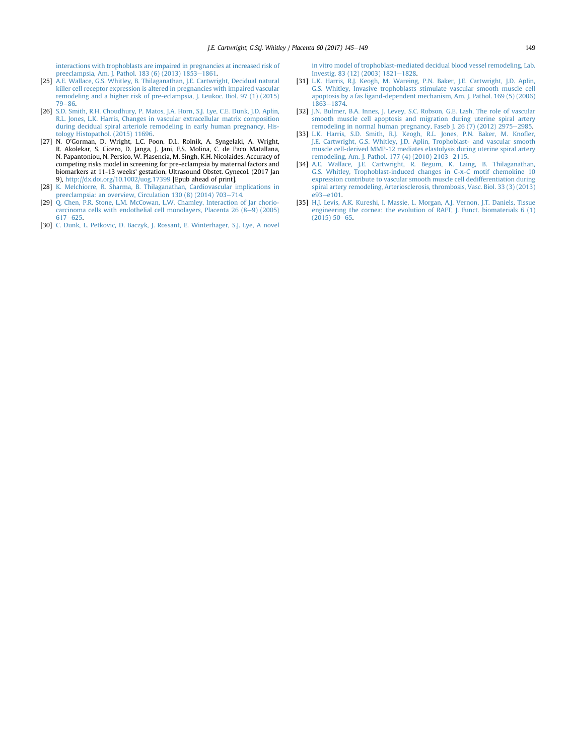interactions with trophoblasts are impaired in pregnancies at increased risk of preeclampsia, Am. J. Pathol. 183 (6) (2013) 1853–1861.

[25] A.E. Wallace, G.S. Whitley, B. Thilaganathan, J.E. Cartwright, Decidual natural killer cell receptor expression is altered in pregnancies with impaired vascular remodeling and a higher risk of pre-eclampsia, J. Leukoc. Biol. 97 (1) (2015) 79–86.

[26] S.D. Smith, R.H. Choudhury, P. Matos, J.A. Horn, S.J. Lye, C.E. Dunk, J.D. Aplin, R.L. Jones, L.K. Harris, Changes in vascular extracellular matrix composition during decidual spiral arteriole remodeling in early human pregnancy, Histology Histopathol. (2015) 11696.

[27] N. O'Gorman, D. Wright, L.C. Poon, D.L. Rolnik, A. Syngelaki, A. Wright, R. Akolekar, S. Cicero, D. Janga, J. Jani, F.S. Molina, C. de Paco Matallana, N. Papantoniou, N. Persico, W. Plasencia, M. Singh, K.H. Nicolaides, Accuracy of competing risks model in screening for pre-eclampsia by maternal factors and biomarkers at 11-13 weeks' gestation, Ultrasound Obstet. Gynecol. (2017 Jan 9), http://dx.doi.org/10.1002/uog.17399 [Epub ahead of print].

[28] K. Melchiorre, R. Sharma, B. Thilaganathan, Cardiovascular implications in preeclampsia: an overview, Circulation 130 (8) (2014) 703–714.

[29] Q. Chen, P.R. Stone, L.M. McCowan, L.W. Chamley, Interaction of Jar choriocarcinoma cells with endothelial cell monolayers, Placenta 26 (8–9) (2005) 617–625.

[30] C. Dunk, L. Petkovic, D. Baczyk, J. Rossant, E. Winterhager, S.J. Lye, A novel in vitro model of trophoblast-mediated decidual blood vessel remodeling, Lab. Investig. 83 (12) (2003) 1821–1828.

[31] L.K. Harris, R.J. Keogh, M. Wareing, P.N. Baker, J.E. Cartwright, J.D. Aplin, G.S. Whitley, Invasive trophoblasts stimulate vascular smooth muscle cell apoptosis by a fas ligand-dependent mechanism, Am. J. Pathol. 169 (5) (2006) 1863–1874.

[32] J.N. Bulmer, B.A. Innes, J. Levey, S.C. Robson, G.E. Lash, The role of vascular smooth muscle cell apoptosis and migration during uterine spiral artery remodeling in normal human pregnancy, Faseb J. 26 (7) (2012) 2975–2985.

[33] L.K. Harris, S.D. Smith, R.J. Keogh, R.L. Jones, P.N. Baker, M. Knofler, J.E. Cartwright, G.S. Whitley, J.D. Aplin, Trophoblast- and vascular smooth muscle cell-derived MMP-12 mediates elastolysis during uterine spiral artery remodeling, Am. J. Pathol. 177 (4) (2010) 2103–2115.

[34] A.E. Wallace, J.E. Cartwright, R. Begum, K. Laing, B. Thilaganathan, G.S. Whitley, Trophoblast-induced changes in C-x-C motif chemokine 10 expression contribute to vascular smooth muscle cell dedifferentiation during spiral artery remodeling, Arteriosclerosis, thrombosis, Vasc. Biol. 33 (3) (2013) e93–e101.

[35] H.J. Levis, A.K. Kureshi, I. Massie, L. Morgan, A.J. Vernon, J.T. Daniels, Tissue engineering the cornea: the evolution of RAFT, J. Funct. biomaterials 6 (1) (2015) 50–65.